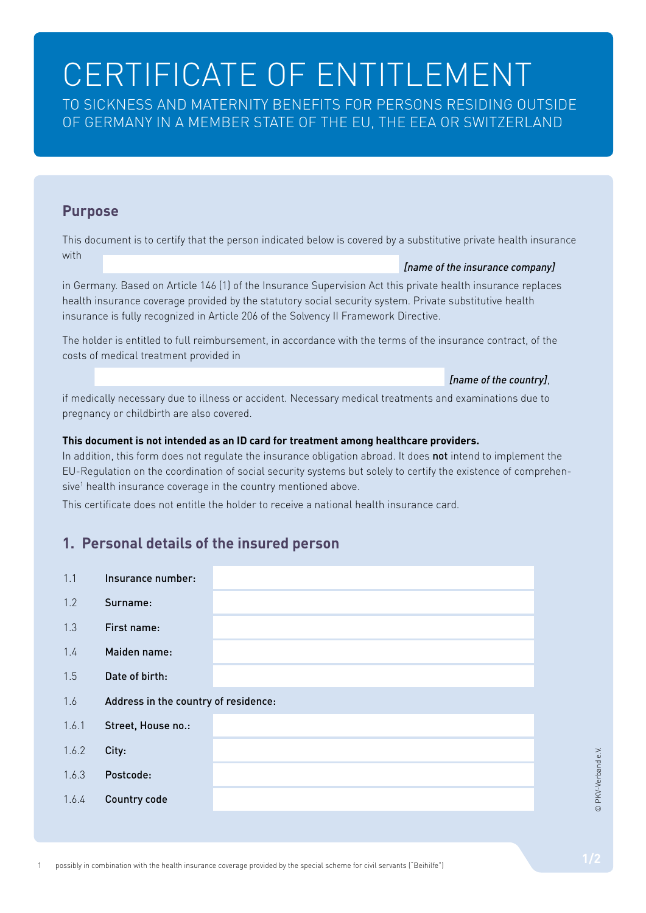# CERTIFICATE OF ENTITLEMENT

TO SICKNESS AND MATERNITY BENEFITS FOR PERSONS RESIDING OUTSIDE OF GERMANY IN A MEMBER STATE OF THE EU, THE EEA OR SWITZERLAND

## Purpose

This document is to certify that the person indicated below is covered by a substitutive private health insurance with

_______________________ *[name of the insurance company]*

in Germany. Based on Article 146 (1) of the Insurance Supervision Act this private health insurance replaces health insurance coverage provided by the statutory social security system. Private substitutive health insurance is fully recognized in Article 206 of the Solvency II Framework Directive.

The holder is entitled to full reimbursement, in accordance with the terms of the insurance contract, of the costs of medical treatment provided in

_______________________ *[name of the country]*,

if medically necessary due to illness or accident. Necessary medical treatments and examinations due to pregnancy or childbirth are also covered.

**This document is not intended as an ID card for treatment among healthcare providers.**
In addition, this form does not regulate the insurance obligation abroad. It does **not** intend to implement the EU-Regulation on the coordination of social security systems but solely to certify the existence of comprehensive[1] health insurance coverage in the country mentioned above.

This certificate does not entitle the holder to receive a national health insurance card.

## 1. Personal details of the insured person

| | | |
|---|---|---|
| 1.1 | Insurance number: | |
| 1.2 | Surname: | |
| 1.3 | First name: | |
| 1.4 | Maiden name: | |
| 1.5 | Date of birth: | |
| 1.6 | Address in the country of residence: | |
| 1.6.1 | Street, House no.: | |
| 1.6.2 | City: | |
| 1.6.3 | Postcode: | |
| 1.6.4 | Country code | |

© PKV-Verband e.V.

[1] possibly in combination with the health insurance coverage provided by the special scheme for civil servants ("Beihilfe")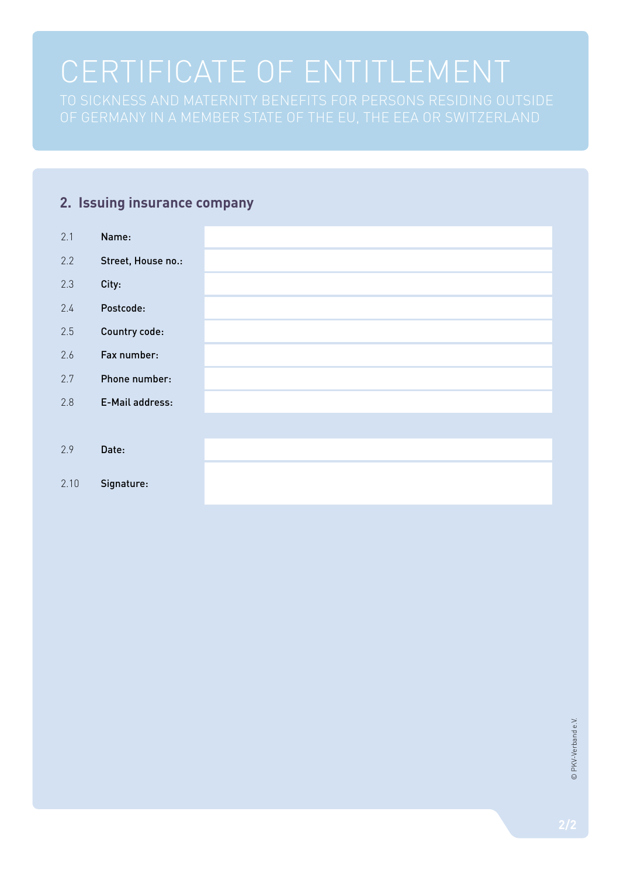# CERTIFICATE OF ENTITLEMENT

TO SICKNESS AND MATERNITY BENEFITS FOR PERSONS RESIDING OUTSIDE OF GERMANY IN A MEMBER STATE OF THE EU, THE EEA OR SWITZERLAND

## 2. Issuing insurance company

| | | |
|---|---|---|
| 2.1 | **Name:** | |
| 2.2 | **Street, House no.:** | |
| 2.3 | **City:** | |
| 2.4 | **Postcode:** | |
| 2.5 | **Country code:** | |
| 2.6 | **Fax number:** | |
| 2.7 | **Phone number:** | |
| 2.8 | **E-Mail address:** | |

| | | |
|---|---|---|
| 2.9 | **Date:** | |
| 2.10 | **Signature:** | |

© PKV-Verband e.V.